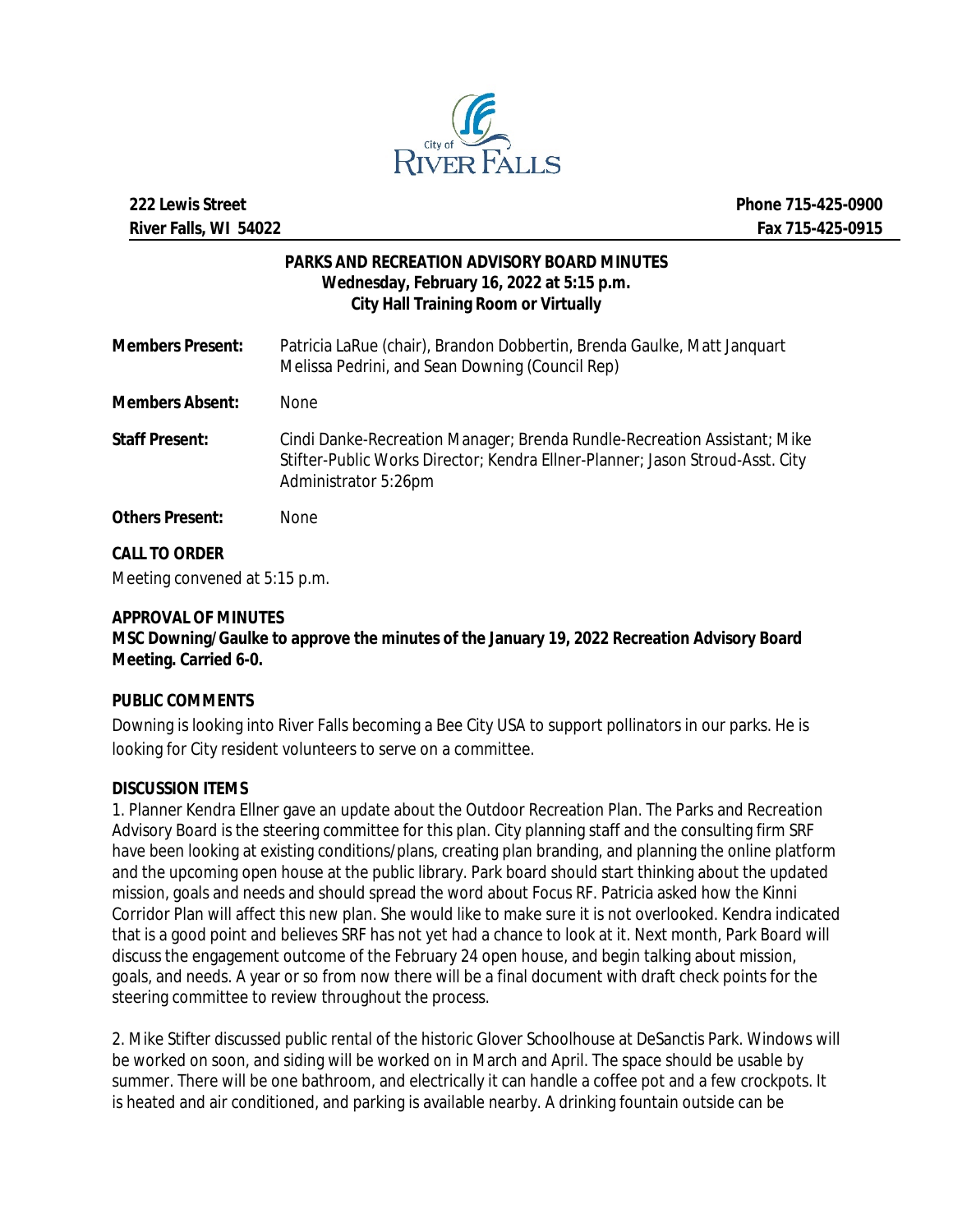**222 Lewis Street**
**River Falls, WI 54022**

**Phone 715-425-0900**
**Fax 715-425-0915**

**PARKS AND RECREATION ADVISORY BOARD MINUTES**
**Wednesday, February 16, 2022 at 5:15 p.m.**
**City Hall Training Room or Virtually**

**Members Present:** Patricia LaRue (chair), Brandon Dobbertin, Brenda Gaulke, Matt Janquart Melissa Pedrini, and Sean Downing (Council Rep)

**Members Absent:** None

**Staff Present:** Cindi Danke-Recreation Manager; Brenda Rundle-Recreation Assistant; Mike Stifter-Public Works Director; Kendra Ellner-Planner; Jason Stroud-Asst. City Administrator 5:26pm

**Others Present:** None

**CALL TO ORDER**

Meeting convened at 5:15 p.m.

**APPROVAL OF MINUTES**

**MSC Downing/Gaulke to approve the minutes of the January 19, 2022 Recreation Advisory Board Meeting. Carried 6-0.**

**PUBLIC COMMENTS**

Downing is looking into River Falls becoming a Bee City USA to support pollinators in our parks. He is looking for City resident volunteers to serve on a committee.

**DISCUSSION ITEMS**

1. Planner Kendra Ellner gave an update about the Outdoor Recreation Plan. The Parks and Recreation Advisory Board is the steering committee for this plan. City planning staff and the consulting firm SRF have been looking at existing conditions/plans, creating plan branding, and planning the online platform and the upcoming open house at the public library. Park board should start thinking about the updated mission, goals and needs and should spread the word about Focus RF. Patricia asked how the Kinni Corridor Plan will affect this new plan. She would like to make sure it is not overlooked. Kendra indicated that is a good point and believes SRF has not yet had a chance to look at it. Next month, Park Board will discuss the engagement outcome of the February 24 open house, and begin talking about mission, goals, and needs. A year or so from now there will be a final document with draft check points for the steering committee to review throughout the process.

2. Mike Stifter discussed public rental of the historic Glover Schoolhouse at DeSanctis Park. Windows will be worked on soon, and siding will be worked on in March and April. The space should be usable by summer. There will be one bathroom, and electrically it can handle a coffee pot and a few crockpots. It is heated and air conditioned, and parking is available nearby. A drinking fountain outside can be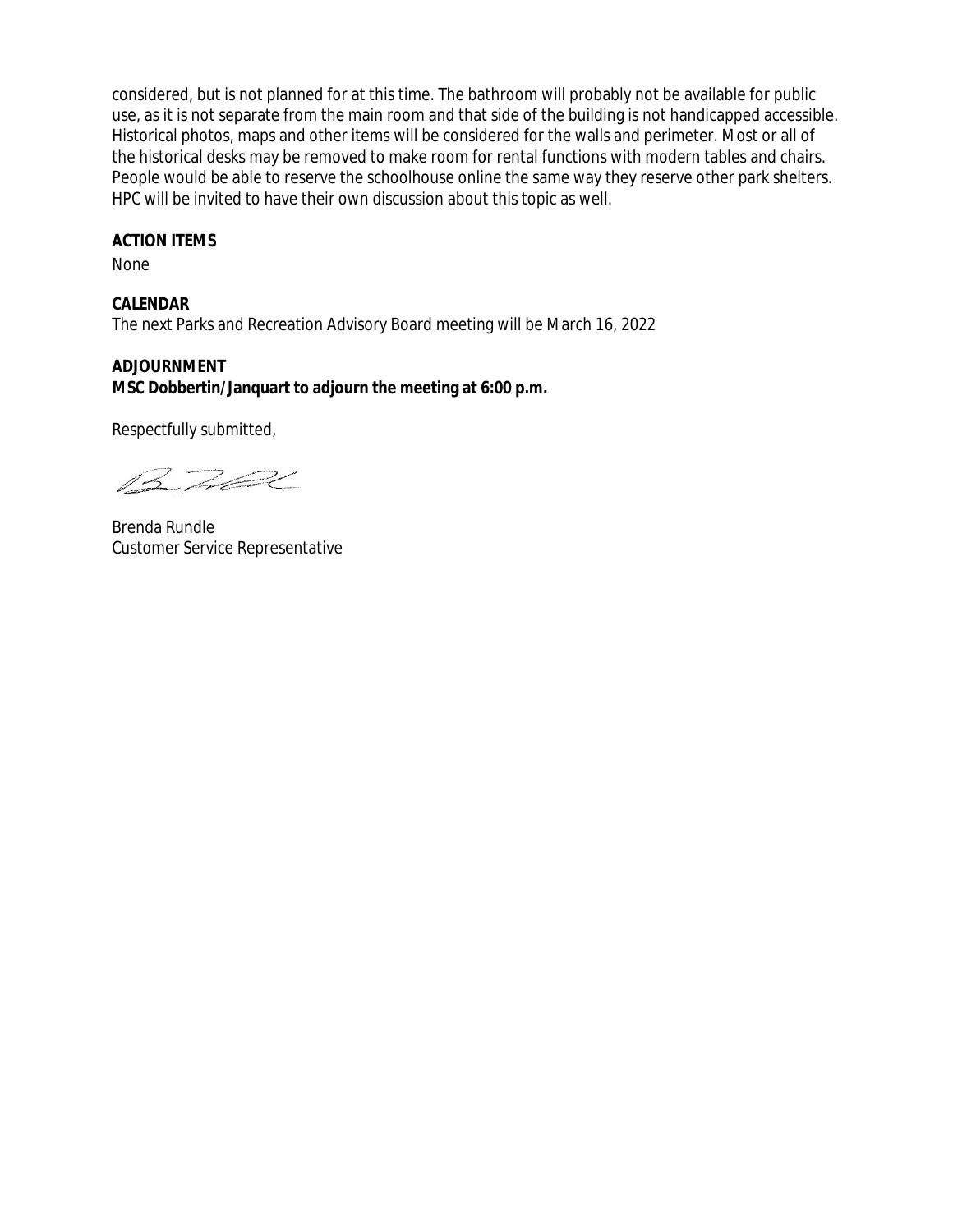considered, but is not planned for at this time. The bathroom will probably not be available for public use, as it is not separate from the main room and that side of the building is not handicapped accessible. Historical photos, maps and other items will be considered for the walls and perimeter. Most or all of the historical desks may be removed to make room for rental functions with modern tables and chairs. People would be able to reserve the schoolhouse online the same way they reserve other park shelters. HPC will be invited to have their own discussion about this topic as well.

**ACTION ITEMS**

None

**CALENDAR**

The next Parks and Recreation Advisory Board meeting will be March 16, 2022

**ADJOURNMENT**

**MSC Dobbertin/Janquart to adjourn the meeting at 6:00 p.m.**

Respectfully submitted,

Brenda Rundle
Customer Service Representative